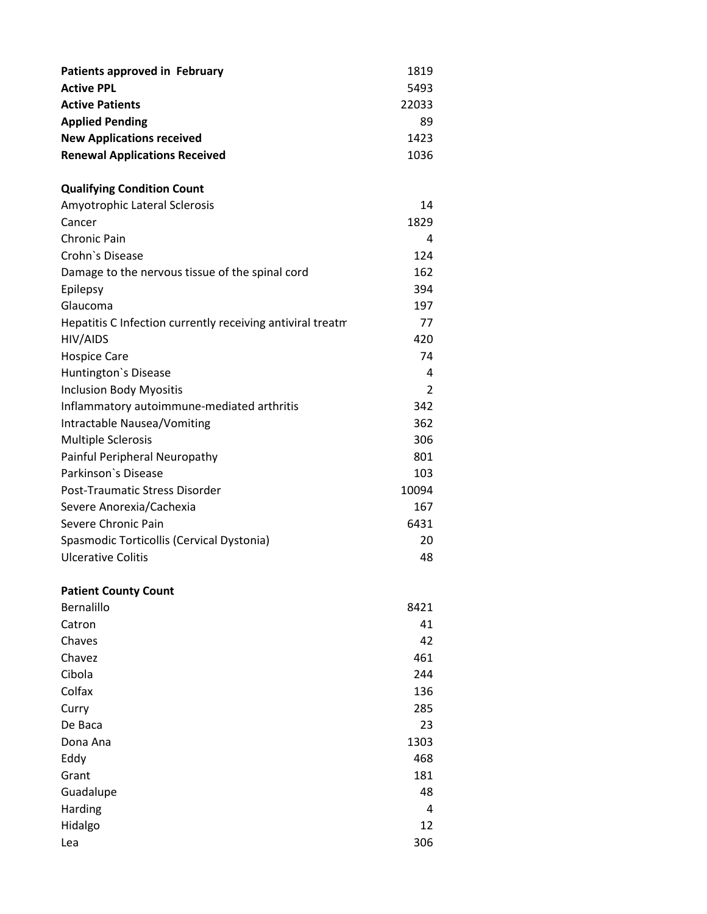| | |
|---|---|
| **Patients approved in February** | 1819 |
| **Active PPL** | 5493 |
| **Active Patients** | 22033 |
| **Applied Pending** | 89 |
| **New Applications received** | 1423 |
| **Renewal Applications Received** | 1036 |

**Qualifying Condition Count**

| | |
|---|---|
| Amyotrophic Lateral Sclerosis | 14 |
| Cancer | 1829 |
| Chronic Pain | 4 |
| Crohn`s Disease | 124 |
| Damage to the nervous tissue of the spinal cord | 162 |
| Epilepsy | 394 |
| Glaucoma | 197 |
| Hepatitis C Infection currently receiving antiviral treatm | 77 |
| HIV/AIDS | 420 |
| Hospice Care | 74 |
| Huntington`s Disease | 4 |
| Inclusion Body Myositis | 2 |
| Inflammatory autoimmune-mediated arthritis | 342 |
| Intractable Nausea/Vomiting | 362 |
| Multiple Sclerosis | 306 |
| Painful Peripheral Neuropathy | 801 |
| Parkinson`s Disease | 103 |
| Post-Traumatic Stress Disorder | 10094 |
| Severe Anorexia/Cachexia | 167 |
| Severe Chronic Pain | 6431 |
| Spasmodic Torticollis (Cervical Dystonia) | 20 |
| Ulcerative Colitis | 48 |

**Patient County Count**

| | |
|---|---|
| Bernalillo | 8421 |
| Catron | 41 |
| Chaves | 42 |
| Chavez | 461 |
| Cibola | 244 |
| Colfax | 136 |
| Curry | 285 |
| De Baca | 23 |
| Dona Ana | 1303 |
| Eddy | 468 |
| Grant | 181 |
| Guadalupe | 48 |
| Harding | 4 |
| Hidalgo | 12 |
| Lea | 306 |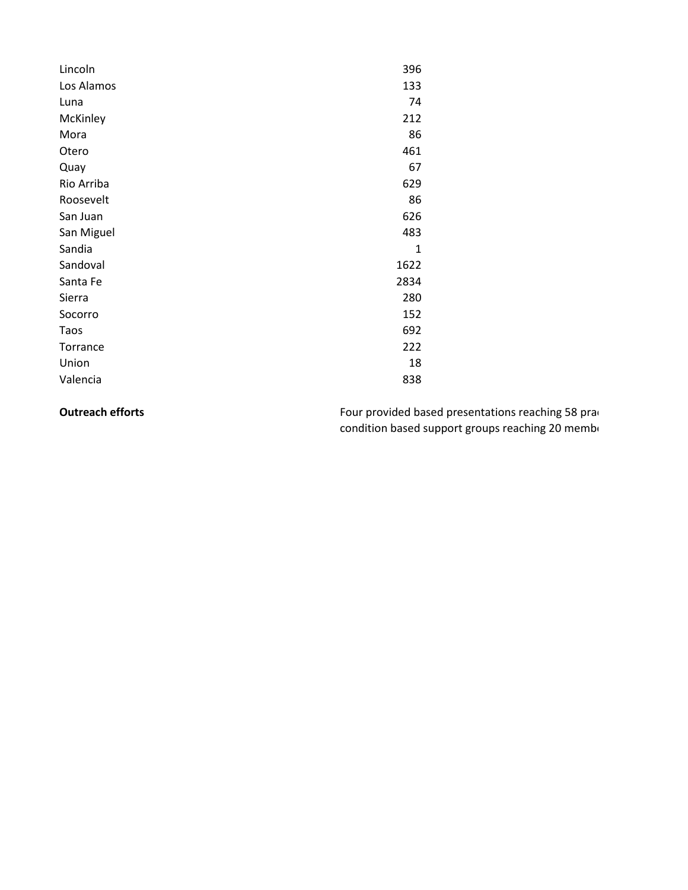| | |
|---|---|
| Lincoln | 396 |
| Los Alamos | 133 |
| Luna | 74 |
| McKinley | 212 |
| Mora | 86 |
| Otero | 461 |
| Quay | 67 |
| Rio Arriba | 629 |
| Roosevelt | 86 |
| San Juan | 626 |
| San Miguel | 483 |
| Sandia | 1 |
| Sandoval | 1622 |
| Santa Fe | 2834 |
| Sierra | 280 |
| Socorro | 152 |
| Taos | 692 |
| Torrance | 222 |
| Union | 18 |
| Valencia | 838 |

**Outreach efforts** Four provided based presentations reaching 58 pra condition based support groups reaching 20 memb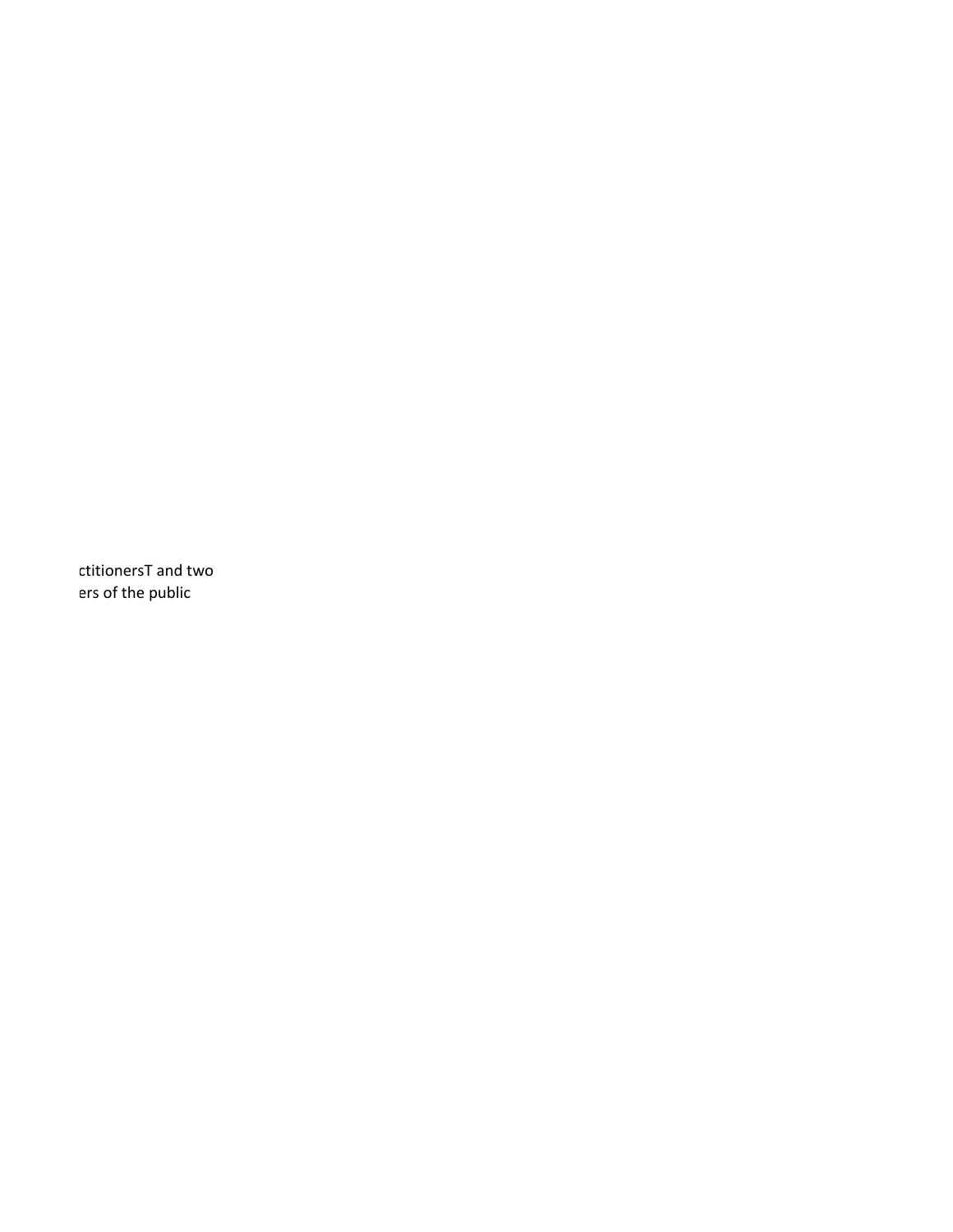ctitionersT and two
ers of the public